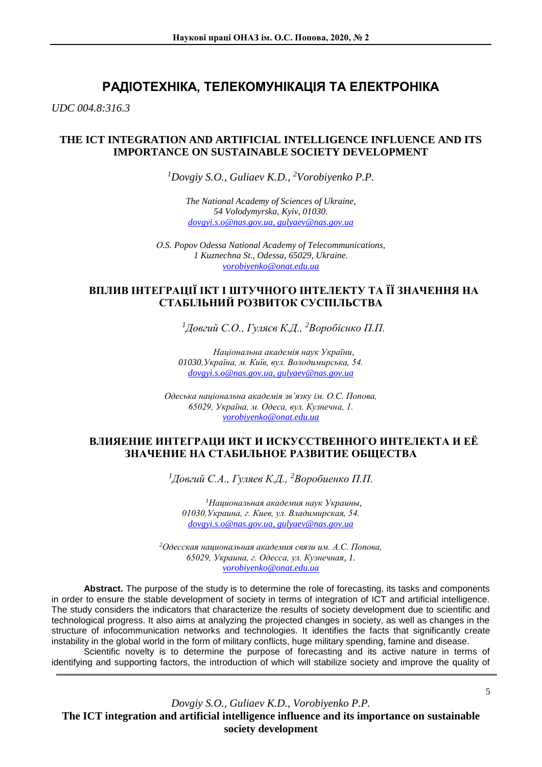# РАДІОТЕХНІКА, ТЕЛЕКОМУНІКАЦІЯ ТА ЕЛЕКТРОНІКА

*UDC 004.8:316.3*

## THE ICT INTEGRATION AND ARTIFICIAL INTELLIGENCE INFLUENCE AND ITS IMPORTANCE ON SUSTAINABLE SOCIETY DEVELOPMENT

*[1]Dovgiy S.O., Guliaev K.D., [2]Vorobiyenko P.P.*

*The National Academy of Sciences of Ukraine,*
*54 Volodymyrska, Kyiv, 01030.*
*dovgyi.s.o@nas.gov.ua, gulyaev@nas.gov.ua*

*O.S. Popov Odessa National Academy of Telecommunications,*
*1 Kuznechna St., Odessa, 65029, Ukraine.*
*vorobiyenko@onat.edu.ua*

## ВПЛИВ ІНТЕГРАЦІЇ ІКТ І ШТУЧНОГО ІНТЕЛЕКТУ ТА ЇЇ ЗНАЧЕННЯ НА СТАБІЛЬНИЙ РОЗВИТОК СУСПІЛЬСТВА

*[1]Довгий С.О., Гуляєв К.Д., [2]Воробієнко П.П.*

*Національна академія наук України,*
*01030,Україна, м. Київ, вул. Володимирська, 54.*
*dovgyi.s.o@nas.gov.ua, gulyaev@nas.gov.ua*

*Одеська національна академія зв'язку ім. О.С. Попова,*
*65029, Україна, м. Одеса, вул. Кузнечна, 1.*
*vorobiyenko@onat.edu.ua*

## ВЛИЯЕНИЕ ИНТЕГРАЦИ ИКТ И ИСКУССТВЕННОГО ИНТЕЛЕКТА И ЕЁ ЗНАЧЕНИЕ НА СТАБИЛЬНОЕ РАЗВИТИЕ ОБЩЕСТВА

*[1]Довгий С.А., Гуляев К.Д., [2]Воробиенко П.П.*

*[1]Национальная академия наук Украины,*
*01030,Украина, г. Киев, ул. Владимирская, 54.*
*dovgyi.s.o@nas.gov.ua, gulyaev@nas.gov.ua*

*[2]Одесская национальная академия связи им. А.С. Попова,*
*65029, Украина, г. Одесса, ул. Кузнечная, 1.*
*vorobiyenko@onat.edu.ua*

**Abstract.** The purpose of the study is to determine the role of forecasting, its tasks and components in order to ensure the stable development of society in terms of integration of ICT and artificial intelligence. The study considers the indicators that characterize the results of society development due to scientific and technological progress. It also aims at analyzing the projected changes in society, as well as changes in the structure of infocommunication networks and technologies. It identifies the facts that significantly create instability in the global world in the form of military conflicts, huge military spending, famine and disease.

Scientific novelty is to determine the purpose of forecasting and its active nature in terms of identifying and supporting factors, the introduction of which will stabilize society and improve the quality of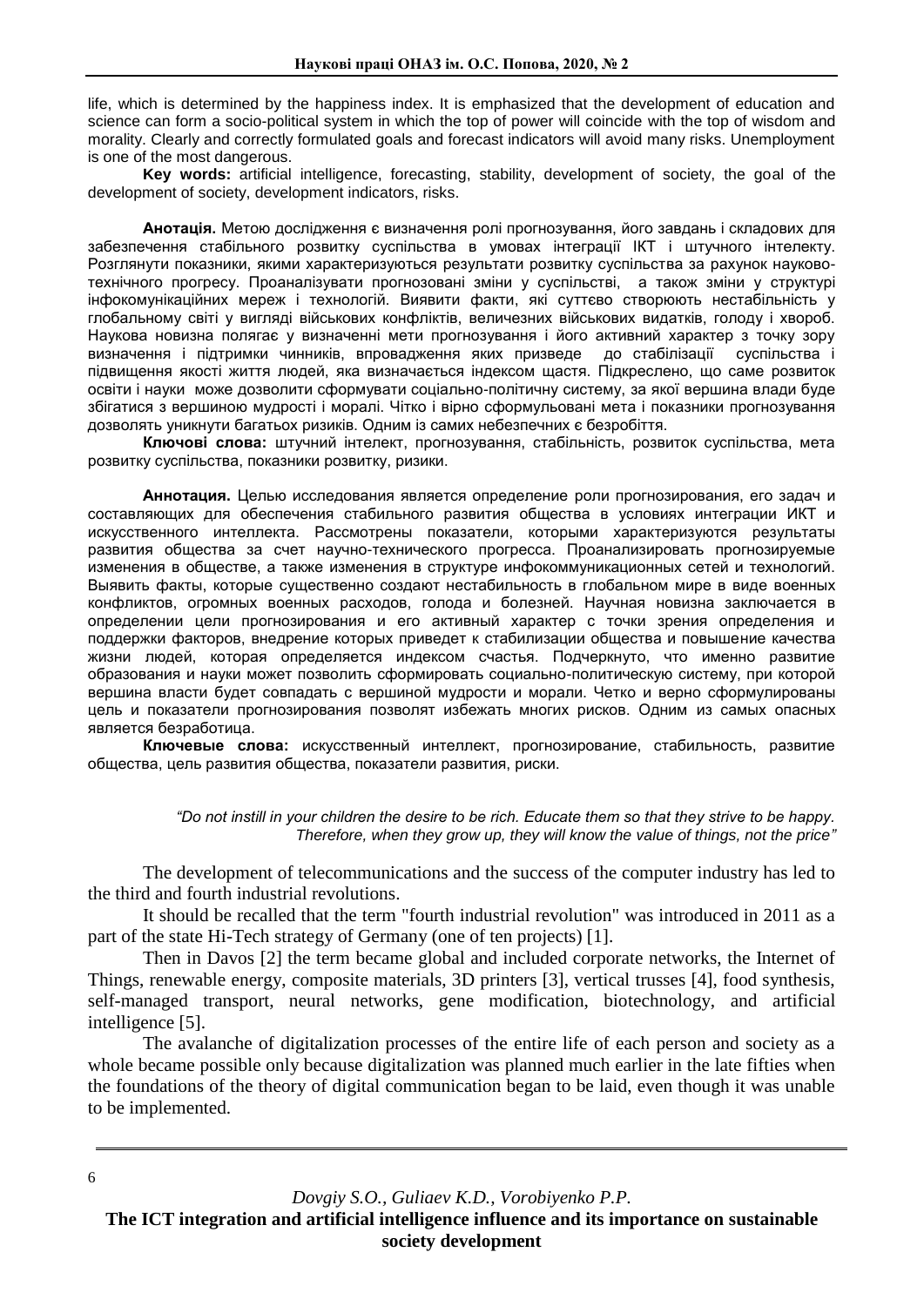life, which is determined by the happiness index. It is emphasized that the development of education and science can form a socio-political system in which the top of power will coincide with the top of wisdom and morality. Clearly and correctly formulated goals and forecast indicators will avoid many risks. Unemployment is one of the most dangerous.

**Key words:** artificial intelligence, forecasting, stability, development of society, the goal of the development of society, development indicators, risks.

**Анотація.** Метою дослідження є визначення ролі прогнозування, його завдань і складових для забезпечення стабільного розвитку суспільства в умовах інтеграції ІКТ і штучного інтелекту. Розглянути показники, якими характеризуються результати розвитку суспільства за рахунок науково-технічного прогресу. Проаналізувати прогнозовані зміни у суспільстві, а також зміни у структурі інфокомунікаційних мереж і технологій. Виявити факти, які суттєво створюють нестабільність у глобальному світі у вигляді військових конфліктів, величезних військових видатків, голоду і хвороб. Наукова новизна полягає у визначенні мети прогнозування і його активний характер з точку зору визначення і підтримки чинників, впровадження яких призведе до стабілізації суспільства і підвищення якості життя людей, яка визначається індексом щастя. Підкреслено, що саме розвиток освіти і науки може дозволити сформувати соціально-політичну систему, за якої вершина влади буде збігатися з вершиною мудрості і моралі. Чітко і вірно сформульовані мета і показники прогнозування дозволять уникнути багатьох ризиків. Одним із самих небезпечних є безробіття.

**Ключові слова:** штучний інтелект, прогнозування, стабільність, розвиток суспільства, мета розвитку суспільства, показники розвитку, ризики.

**Аннотация.** Целью исследования является определение роли прогнозирования, его задач и составляющих для обеспечения стабильного развития общества в условиях интеграции ИКТ и искусственного интеллекта. Рассмотрены показатели, которыми характеризуются результаты развития общества за счет научно-технического прогресса. Проанализировать прогнозируемые изменения в обществе, а также изменения в структуре инфокоммуникационных сетей и технологий. Выявить факты, которые существенно создают нестабильность в глобальном мире в виде военных конфликтов, огромных военных расходов, голода и болезней. Научная новизна заключается в определении цели прогнозирования и его активный характер с точки зрения определения и поддержки факторов, внедрение которых приведет к стабилизации общества и повышение качества жизни людей, которая определяется индексом счастья. Подчеркнуто, что именно развитие образования и науки может позволить сформировать социально-политическую систему, при которой вершина власти будет совпадать с вершиной мудрости и морали. Четко и верно сформулированы цель и показатели прогнозирования позволят избежать многих рисков. Одним из самых опасных является безработица.

**Ключевые слова:** искусственный интеллект, прогнозирование, стабильность, развитие общества, цель развития общества, показатели развития, риски.

> *"Do not instill in your children the desire to be rich. Educate them so that they strive to be happy. Therefore, when they grow up, they will know the value of things, not the price"*

The development of telecommunications and the success of the computer industry has led to the third and fourth industrial revolutions.

It should be recalled that the term "fourth industrial revolution" was introduced in 2011 as a part of the state Hi-Tech strategy of Germany (one of ten projects) [1].

Then in Davos [2] the term became global and included corporate networks, the Internet of Things, renewable energy, composite materials, 3D printers [3], vertical trusses [4], food synthesis, self-managed transport, neural networks, gene modification, biotechnology, and artificial intelligence [5].

The avalanche of digitalization processes of the entire life of each person and society as a whole became possible only because digitalization was planned much earlier in the late fifties when the foundations of the theory of digital communication began to be laid, even though it was unable to be implemented.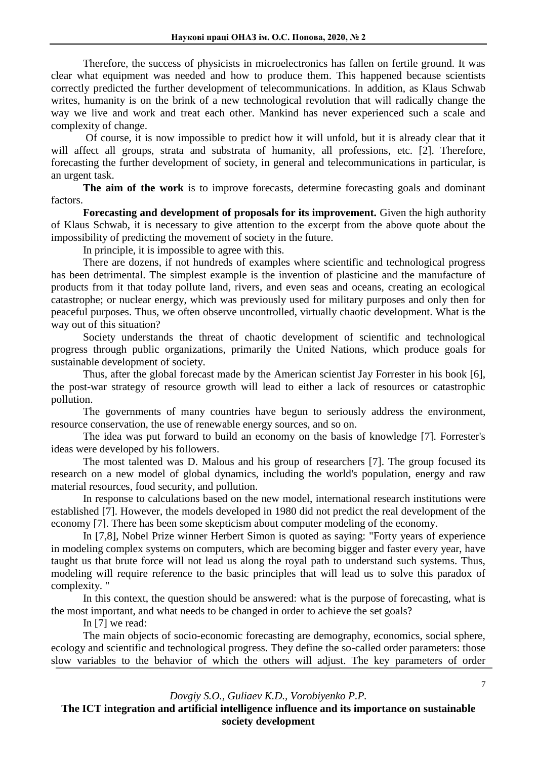Therefore, the success of physicists in microelectronics has fallen on fertile ground. It was clear what equipment was needed and how to produce them. This happened because scientists correctly predicted the further development of telecommunications. In addition, as Klaus Schwab writes, humanity is on the brink of a new technological revolution that will radically change the way we live and work and treat each other. Mankind has never experienced such a scale and complexity of change.

Of course, it is now impossible to predict how it will unfold, but it is already clear that it will affect all groups, strata and substrata of humanity, all professions, etc. [2]. Therefore, forecasting the further development of society, in general and telecommunications in particular, is an urgent task.

**The aim of the work** is to improve forecasts, determine forecasting goals and dominant factors.

**Forecasting and development of proposals for its improvement.** Given the high authority of Klaus Schwab, it is necessary to give attention to the excerpt from the above quote about the impossibility of predicting the movement of society in the future.

In principle, it is impossible to agree with this.

There are dozens, if not hundreds of examples where scientific and technological progress has been detrimental. The simplest example is the invention of plasticine and the manufacture of products from it that today pollute land, rivers, and even seas and oceans, creating an ecological catastrophe; or nuclear energy, which was previously used for military purposes and only then for peaceful purposes. Thus, we often observe uncontrolled, virtually chaotic development. What is the way out of this situation?

Society understands the threat of chaotic development of scientific and technological progress through public organizations, primarily the United Nations, which produce goals for sustainable development of society.

Thus, after the global forecast made by the American scientist Jay Forrester in his book [6], the post-war strategy of resource growth will lead to either a lack of resources or catastrophic pollution.

The governments of many countries have begun to seriously address the environment, resource conservation, the use of renewable energy sources, and so on.

The idea was put forward to build an economy on the basis of knowledge [7]. Forrester's ideas were developed by his followers.

The most talented was D. Malous and his group of researchers [7]. The group focused its research on a new model of global dynamics, including the world's population, energy and raw material resources, food security, and pollution.

In response to calculations based on the new model, international research institutions were established [7]. However, the models developed in 1980 did not predict the real development of the economy [7]. There has been some skepticism about computer modeling of the economy.

In [7,8], Nobel Prize winner Herbert Simon is quoted as saying: "Forty years of experience in modeling complex systems on computers, which are becoming bigger and faster every year, have taught us that brute force will not lead us along the royal path to understand such systems. Thus, modeling will require reference to the basic principles that will lead us to solve this paradox of complexity. "

In this context, the question should be answered: what is the purpose of forecasting, what is the most important, and what needs to be changed in order to achieve the set goals?

In [7] we read:

The main objects of socio-economic forecasting are demography, economics, social sphere, ecology and scientific and technological progress. They define the so-called order parameters: those slow variables to the behavior of which the others will adjust. The key parameters of order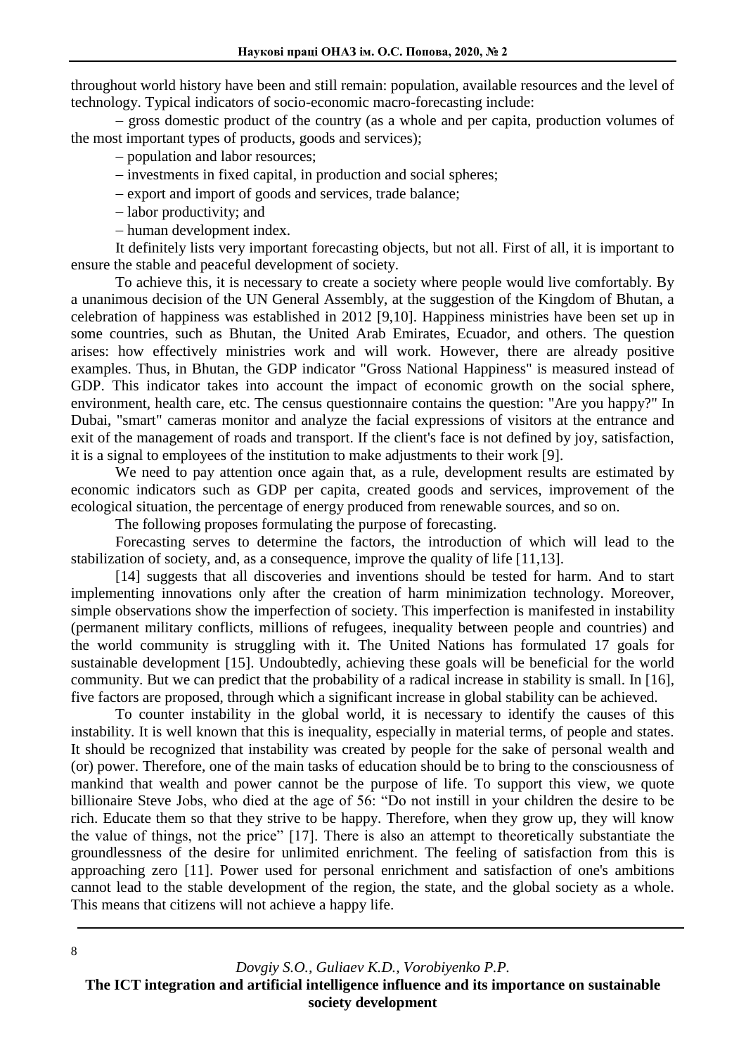throughout world history have been and still remain: population, available resources and the level of technology. Typical indicators of socio-economic macro-forecasting include:

– gross domestic product of the country (as a whole and per capita, production volumes of the most important types of products, goods and services);

– population and labor resources;

– investments in fixed capital, in production and social spheres;

– export and import of goods and services, trade balance;

– labor productivity; and

– human development index.

It definitely lists very important forecasting objects, but not all. First of all, it is important to ensure the stable and peaceful development of society.

To achieve this, it is necessary to create a society where people would live comfortably. By a unanimous decision of the UN General Assembly, at the suggestion of the Kingdom of Bhutan, a celebration of happiness was established in 2012 [9,10]. Happiness ministries have been set up in some countries, such as Bhutan, the United Arab Emirates, Ecuador, and others. The question arises: how effectively ministries work and will work. However, there are already positive examples. Thus, in Bhutan, the GDP indicator "Gross National Happiness" is measured instead of GDP. This indicator takes into account the impact of economic growth on the social sphere, environment, health care, etc. The census questionnaire contains the question: "Are you happy?" In Dubai, "smart" cameras monitor and analyze the facial expressions of visitors at the entrance and exit of the management of roads and transport. If the client's face is not defined by joy, satisfaction, it is a signal to employees of the institution to make adjustments to their work [9].

We need to pay attention once again that, as a rule, development results are estimated by economic indicators such as GDP per capita, created goods and services, improvement of the ecological situation, the percentage of energy produced from renewable sources, and so on.

The following proposes formulating the purpose of forecasting.

Forecasting serves to determine the factors, the introduction of which will lead to the stabilization of society, and, as a consequence, improve the quality of life [11,13].

[14] suggests that all discoveries and inventions should be tested for harm. And to start implementing innovations only after the creation of harm minimization technology. Moreover, simple observations show the imperfection of society. This imperfection is manifested in instability (permanent military conflicts, millions of refugees, inequality between people and countries) and the world community is struggling with it. The United Nations has formulated 17 goals for sustainable development [15]. Undoubtedly, achieving these goals will be beneficial for the world community. But we can predict that the probability of a radical increase in stability is small. In [16], five factors are proposed, through which a significant increase in global stability can be achieved.

To counter instability in the global world, it is necessary to identify the causes of this instability. It is well known that this is inequality, especially in material terms, of people and states. It should be recognized that instability was created by people for the sake of personal wealth and (or) power. Therefore, one of the main tasks of education should be to bring to the consciousness of mankind that wealth and power cannot be the purpose of life. To support this view, we quote billionaire Steve Jobs, who died at the age of 56: "Do not instill in your children the desire to be rich. Educate them so that they strive to be happy. Therefore, when they grow up, they will know the value of things, not the price" [17]. There is also an attempt to theoretically substantiate the groundlessness of the desire for unlimited enrichment. The feeling of satisfaction from this is approaching zero [11]. Power used for personal enrichment and satisfaction of one's ambitions cannot lead to the stable development of the region, the state, and the global society as a whole. This means that citizens will not achieve a happy life.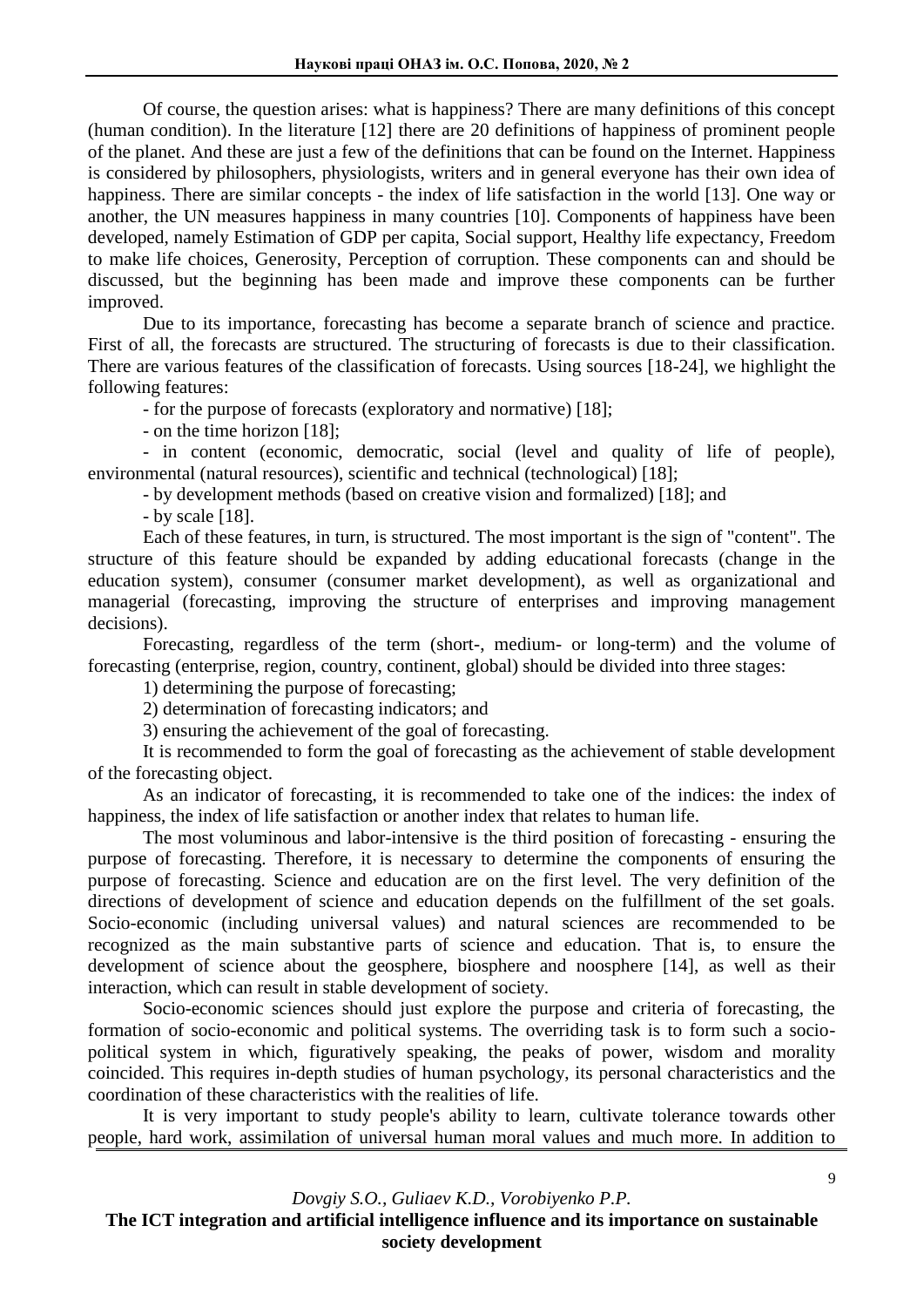Of course, the question arises: what is happiness? There are many definitions of this concept (human condition). In the literature [12] there are 20 definitions of happiness of prominent people of the planet. And these are just a few of the definitions that can be found on the Internet. Happiness is considered by philosophers, physiologists, writers and in general everyone has their own idea of happiness. There are similar concepts - the index of life satisfaction in the world [13]. One way or another, the UN measures happiness in many countries [10]. Components of happiness have been developed, namely Estimation of GDP per capita, Social support, Healthy life expectancy, Freedom to make life choices, Generosity, Perception of corruption. These components can and should be discussed, but the beginning has been made and improve these components can be further improved.

Due to its importance, forecasting has become a separate branch of science and practice. First of all, the forecasts are structured. The structuring of forecasts is due to their classification. There are various features of the classification of forecasts. Using sources [18-24], we highlight the following features:

- for the purpose of forecasts (exploratory and normative) [18];
- on the time horizon [18];
- in content (economic, democratic, social (level and quality of life of people), environmental (natural resources), scientific and technical (technological) [18];
- by development methods (based on creative vision and formalized) [18]; and
- by scale [18].

Each of these features, in turn, is structured. The most important is the sign of "content". The structure of this feature should be expanded by adding educational forecasts (change in the education system), consumer (consumer market development), as well as organizational and managerial (forecasting, improving the structure of enterprises and improving management decisions).

Forecasting, regardless of the term (short-, medium- or long-term) and the volume of forecasting (enterprise, region, country, continent, global) should be divided into three stages:

1) determining the purpose of forecasting;
2) determination of forecasting indicators; and
3) ensuring the achievement of the goal of forecasting.

It is recommended to form the goal of forecasting as the achievement of stable development of the forecasting object.

As an indicator of forecasting, it is recommended to take one of the indices: the index of happiness, the index of life satisfaction or another index that relates to human life.

The most voluminous and labor-intensive is the third position of forecasting - ensuring the purpose of forecasting. Therefore, it is necessary to determine the components of ensuring the purpose of forecasting. Science and education are on the first level. The very definition of the directions of development of science and education depends on the fulfillment of the set goals. Socio-economic (including universal values) and natural sciences are recommended to be recognized as the main substantive parts of science and education. That is, to ensure the development of science about the geosphere, biosphere and noosphere [14], as well as their interaction, which can result in stable development of society.

Socio-economic sciences should just explore the purpose and criteria of forecasting, the formation of socio-economic and political systems. The overriding task is to form such a socio-political system in which, figuratively speaking, the peaks of power, wisdom and morality coincided. This requires in-depth studies of human psychology, its personal characteristics and the coordination of these characteristics with the realities of life.

It is very important to study people's ability to learn, cultivate tolerance towards other people, hard work, assimilation of universal human moral values and much more. In addition to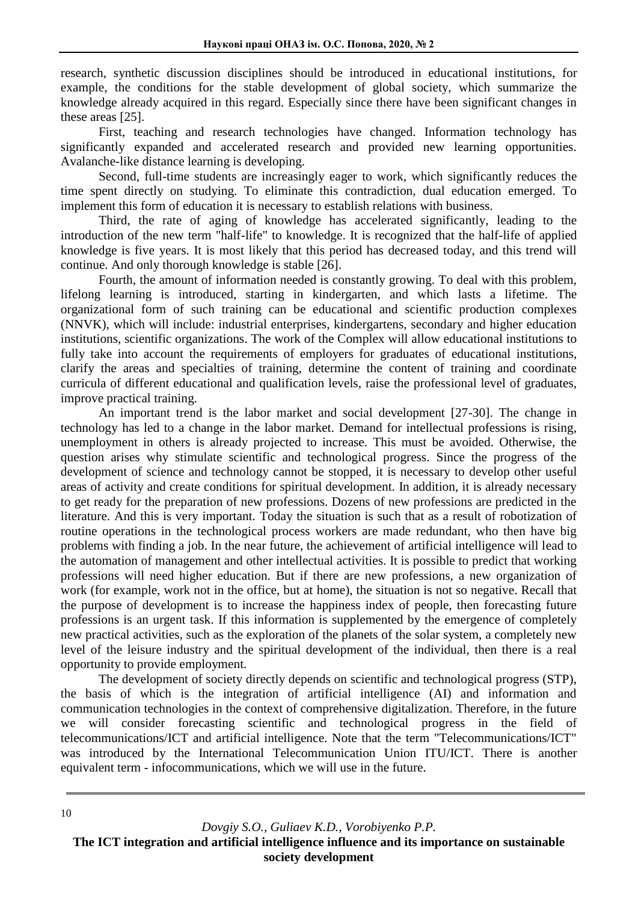research, synthetic discussion disciplines should be introduced in educational institutions, for example, the conditions for the stable development of global society, which summarize the knowledge already acquired in this regard. Especially since there have been significant changes in these areas [25].

First, teaching and research technologies have changed. Information technology has significantly expanded and accelerated research and provided new learning opportunities. Avalanche-like distance learning is developing.

Second, full-time students are increasingly eager to work, which significantly reduces the time spent directly on studying. To eliminate this contradiction, dual education emerged. To implement this form of education it is necessary to establish relations with business.

Third, the rate of aging of knowledge has accelerated significantly, leading to the introduction of the new term "half-life" to knowledge. It is recognized that the half-life of applied knowledge is five years. It is most likely that this period has decreased today, and this trend will continue. And only thorough knowledge is stable [26].

Fourth, the amount of information needed is constantly growing. To deal with this problem, lifelong learning is introduced, starting in kindergarten, and which lasts a lifetime. The organizational form of such training can be educational and scientific production complexes (NNVK), which will include: industrial enterprises, kindergartens, secondary and higher education institutions, scientific organizations. The work of the Complex will allow educational institutions to fully take into account the requirements of employers for graduates of educational institutions, clarify the areas and specialties of training, determine the content of training and coordinate curricula of different educational and qualification levels, raise the professional level of graduates, improve practical training.

An important trend is the labor market and social development [27-30]. The change in technology has led to a change in the labor market. Demand for intellectual professions is rising, unemployment in others is already projected to increase. This must be avoided. Otherwise, the question arises why stimulate scientific and technological progress. Since the progress of the development of science and technology cannot be stopped, it is necessary to develop other useful areas of activity and create conditions for spiritual development. In addition, it is already necessary to get ready for the preparation of new professions. Dozens of new professions are predicted in the literature. And this is very important. Today the situation is such that as a result of robotization of routine operations in the technological process workers are made redundant, who then have big problems with finding a job. In the near future, the achievement of artificial intelligence will lead to the automation of management and other intellectual activities. It is possible to predict that working professions will need higher education. But if there are new professions, a new organization of work (for example, work not in the office, but at home), the situation is not so negative. Recall that the purpose of development is to increase the happiness index of people, then forecasting future professions is an urgent task. If this information is supplemented by the emergence of completely new practical activities, such as the exploration of the planets of the solar system, a completely new level of the leisure industry and the spiritual development of the individual, then there is a real opportunity to provide employment.

The development of society directly depends on scientific and technological progress (STP), the basis of which is the integration of artificial intelligence (AI) and information and communication technologies in the context of comprehensive digitalization. Therefore, in the future we will consider forecasting scientific and technological progress in the field of telecommunications/ICT and artificial intelligence. Note that the term "Telecommunications/ICT" was introduced by the International Telecommunication Union ITU/ICT. There is another equivalent term - infocommunications, which we will use in the future.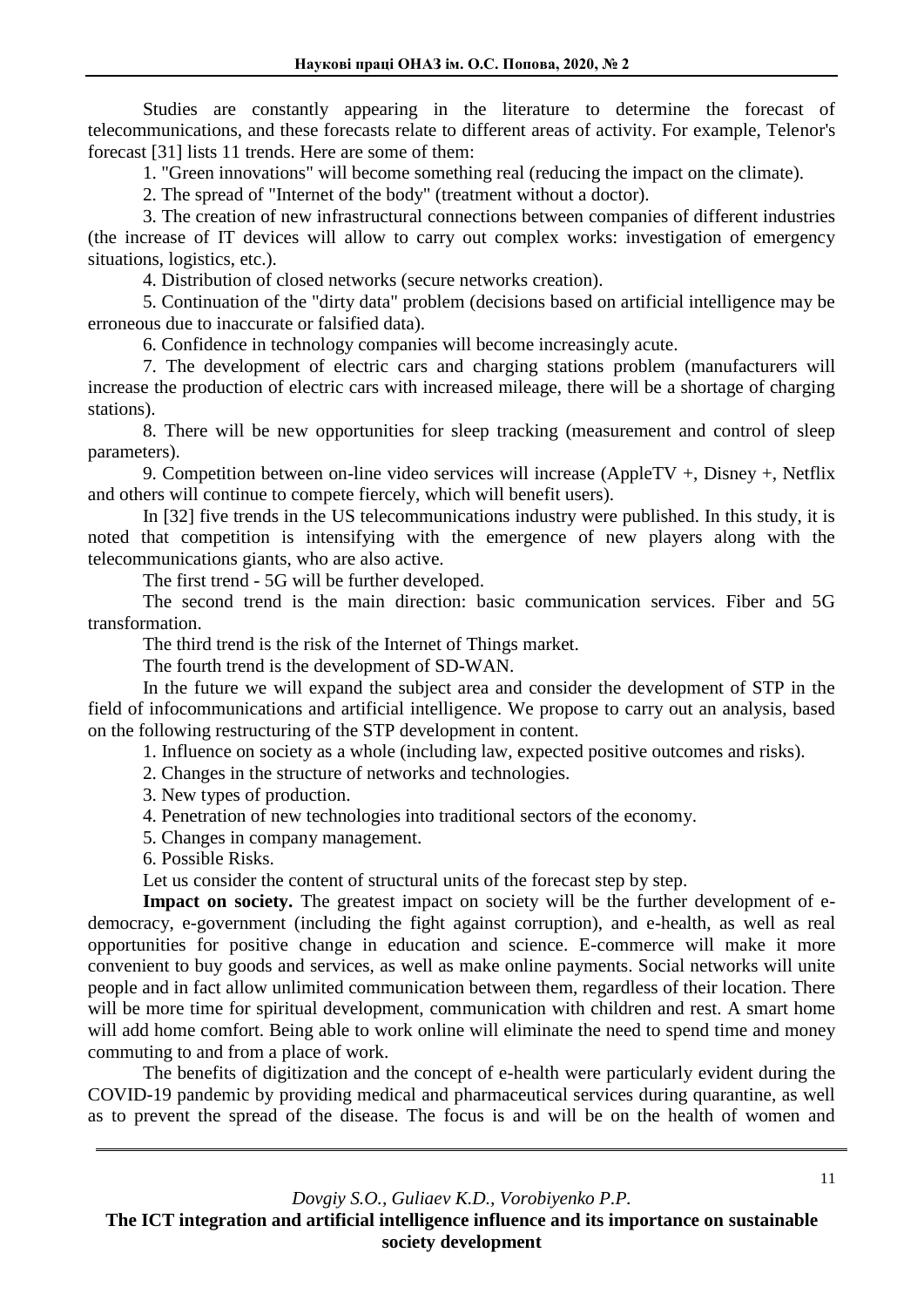Studies are constantly appearing in the literature to determine the forecast of telecommunications, and these forecasts relate to different areas of activity. For example, Telenor's forecast [31] lists 11 trends. Here are some of them:

1. "Green innovations" will become something real (reducing the impact on the climate).
2. The spread of "Internet of the body" (treatment without a doctor).
3. The creation of new infrastructural connections between companies of different industries (the increase of IT devices will allow to carry out complex works: investigation of emergency situations, logistics, etc.).
4. Distribution of closed networks (secure networks creation).
5. Continuation of the "dirty data" problem (decisions based on artificial intelligence may be erroneous due to inaccurate or falsified data).
6. Confidence in technology companies will become increasingly acute.
7. The development of electric cars and charging stations problem (manufacturers will increase the production of electric cars with increased mileage, there will be a shortage of charging stations).
8. There will be new opportunities for sleep tracking (measurement and control of sleep parameters).
9. Competition between on-line video services will increase (AppleTV +, Disney +, Netflix and others will continue to compete fiercely, which will benefit users).

In [32] five trends in the US telecommunications industry were published. In this study, it is noted that competition is intensifying with the emergence of new players along with the telecommunications giants, who are also active.

The first trend - 5G will be further developed.

The second trend is the main direction: basic communication services. Fiber and 5G transformation.

The third trend is the risk of the Internet of Things market.

The fourth trend is the development of SD-WAN.

In the future we will expand the subject area and consider the development of STP in the field of infocommunications and artificial intelligence. We propose to carry out an analysis, based on the following restructuring of the STP development in content.

1. Influence on society as a whole (including law, expected positive outcomes and risks).
2. Changes in the structure of networks and technologies.
3. New types of production.
4. Penetration of new technologies into traditional sectors of the economy.
5. Changes in company management.
6. Possible Risks.

Let us consider the content of structural units of the forecast step by step.

**Impact on society.** The greatest impact on society will be the further development of e-democracy, e-government (including the fight against corruption), and e-health, as well as real opportunities for positive change in education and science. E-commerce will make it more convenient to buy goods and services, as well as make online payments. Social networks will unite people and in fact allow unlimited communication between them, regardless of their location. There will be more time for spiritual development, communication with children and rest. A smart home will add home comfort. Being able to work online will eliminate the need to spend time and money commuting to and from a place of work.

The benefits of digitization and the concept of e-health were particularly evident during the COVID-19 pandemic by providing medical and pharmaceutical services during quarantine, as well as to prevent the spread of the disease. The focus is and will be on the health of women and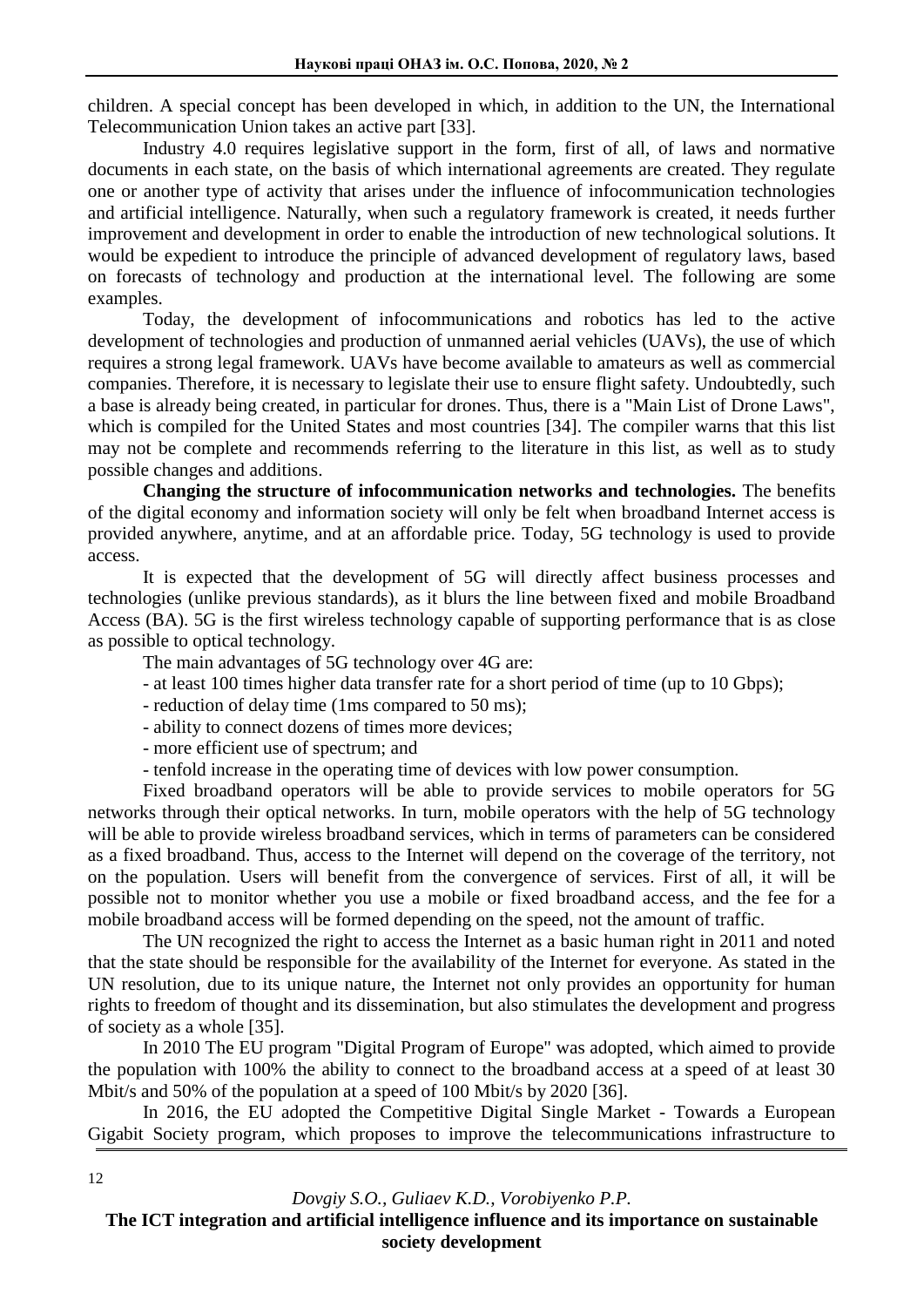children. A special concept has been developed in which, in addition to the UN, the International Telecommunication Union takes an active part [33].

Industry 4.0 requires legislative support in the form, first of all, of laws and normative documents in each state, on the basis of which international agreements are created. They regulate one or another type of activity that arises under the influence of infocommunication technologies and artificial intelligence. Naturally, when such a regulatory framework is created, it needs further improvement and development in order to enable the introduction of new technological solutions. It would be expedient to introduce the principle of advanced development of regulatory laws, based on forecasts of technology and production at the international level. The following are some examples.

Today, the development of infocommunications and robotics has led to the active development of technologies and production of unmanned aerial vehicles (UAVs), the use of which requires a strong legal framework. UAVs have become available to amateurs as well as commercial companies. Therefore, it is necessary to legislate their use to ensure flight safety. Undoubtedly, such a base is already being created, in particular for drones. Thus, there is a "Main List of Drone Laws", which is compiled for the United States and most countries [34]. The compiler warns that this list may not be complete and recommends referring to the literature in this list, as well as to study possible changes and additions.

**Changing the structure of infocommunication networks and technologies.** The benefits of the digital economy and information society will only be felt when broadband Internet access is provided anywhere, anytime, and at an affordable price. Today, 5G technology is used to provide access.

It is expected that the development of 5G will directly affect business processes and technologies (unlike previous standards), as it blurs the line between fixed and mobile Broadband Access (BA). 5G is the first wireless technology capable of supporting performance that is as close as possible to optical technology.

The main advantages of 5G technology over 4G are:

- at least 100 times higher data transfer rate for a short period of time (up to 10 Gbps);
- reduction of delay time (1ms compared to 50 ms);
- ability to connect dozens of times more devices;
- more efficient use of spectrum; and
- tenfold increase in the operating time of devices with low power consumption.

Fixed broadband operators will be able to provide services to mobile operators for 5G networks through their optical networks. In turn, mobile operators with the help of 5G technology will be able to provide wireless broadband services, which in terms of parameters can be considered as a fixed broadband. Thus, access to the Internet will depend on the coverage of the territory, not on the population. Users will benefit from the convergence of services. First of all, it will be possible not to monitor whether you use a mobile or fixed broadband access, and the fee for a mobile broadband access will be formed depending on the speed, not the amount of traffic.

The UN recognized the right to access the Internet as a basic human right in 2011 and noted that the state should be responsible for the availability of the Internet for everyone. As stated in the UN resolution, due to its unique nature, the Internet not only provides an opportunity for human rights to freedom of thought and its dissemination, but also stimulates the development and progress of society as a whole [35].

In 2010 The EU program "Digital Program of Europe" was adopted, which aimed to provide the population with 100% the ability to connect to the broadband access at a speed of at least 30 Mbit/s and 50% of the population at a speed of 100 Mbit/s by 2020 [36].

In 2016, the EU adopted the Competitive Digital Single Market - Towards a European Gigabit Society program, which proposes to improve the telecommunications infrastructure to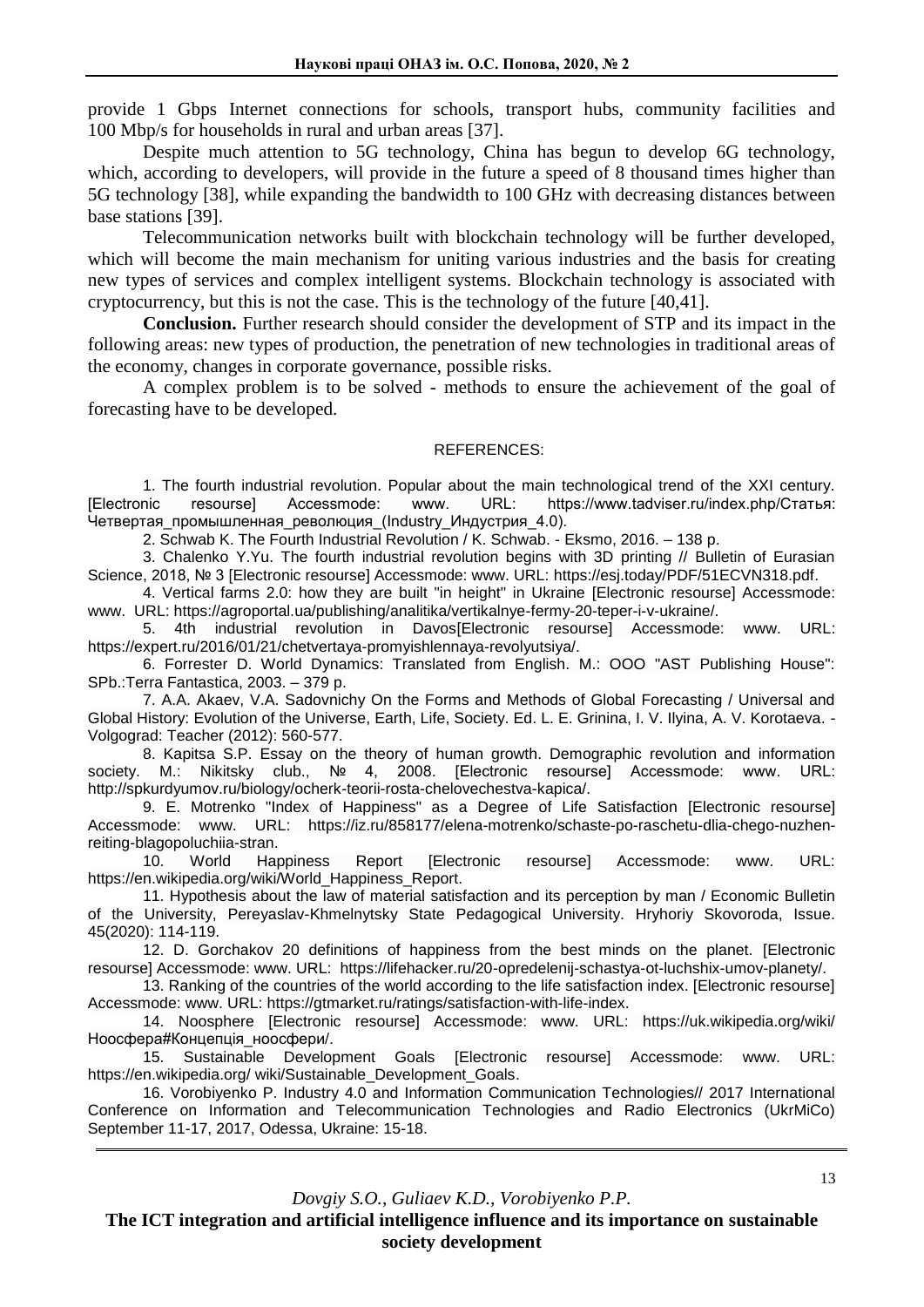provide 1 Gbps Internet connections for schools, transport hubs, community facilities and 100 Mbp/s for households in rural and urban areas [37].

Despite much attention to 5G technology, China has begun to develop 6G technology, which, according to developers, will provide in the future a speed of 8 thousand times higher than 5G technology [38], while expanding the bandwidth to 100 GHz with decreasing distances between base stations [39].

Telecommunication networks built with blockchain technology will be further developed, which will become the main mechanism for uniting various industries and the basis for creating new types of services and complex intelligent systems. Blockchain technology is associated with cryptocurrency, but this is not the case. This is the technology of the future [40,41].

**Conclusion.** Further research should consider the development of STP and its impact in the following areas: new types of production, the penetration of new technologies in traditional areas of the economy, changes in corporate governance, possible risks.

A complex problem is to be solved - methods to ensure the achievement of the goal of forecasting have to be developed.

## REFERENCES:

1. The fourth industrial revolution. Popular about the main technological trend of the XXI century. [Electronic resourse] Accessmode: www. URL: https://www.tadviser.ru/index.php/Статья:Четвертая_промышленная_революция_(Industry_Индустрия_4.0).
2. Schwab K. The Fourth Industrial Revolution / K. Schwab. - Eksmo, 2016. – 138 p.
3. Chalenko Y.Yu. The fourth industrial revolution begins with 3D printing // Bulletin of Eurasian Science, 2018, № 3 [Electronic resource] Accessmode: www. URL: https://esj.today/PDF/51ECVN318.pdf.
4. Vertical farms 2.0: how they are built "in height" in Ukraine [Electronic resourse] Accessmode: www. URL: https://agroportal.ua/publishing/analitika/vertikalnye-fermy-20-teper-i-v-ukraine/.
5. 4th industrial revolution in Davos[Electronic resourse] Accessmode: www. URL: https://expert.ru/2016/01/21/chetvertaya-promyishlennaya-revolyutsiya/.
6. Forrester D. World Dynamics: Translated from English. M.: OOO "AST Publishing House": SPb.:Terra Fantastica, 2003. – 379 p.
7. A.A. Akaev, V.A. Sadovnichy On the Forms and Methods of Global Forecasting / Universal and Global History: Evolution of the Universe, Earth, Life, Society. Ed. L. E. Grinina, I. V. Ilyina, A. V. Korotaeva. - Volgograd: Teacher (2012): 560-577.
8. Kapitsa S.P. Essay on the theory of human growth. Demographic revolution and information society. M.: Nikitsky club., № 4, 2008. [Electronic resourse] Accessmode: www. URL: http://spkurdyumov.ru/biology/ocherk-teorii-rosta-chelovechestva-kapica/.
9. E. Motrenko "Index of Happiness" as a Degree of Life Satisfaction [Electronic resourse] Accessmode: www. URL: https://iz.ru/858177/elena-motrenko/schaste-po-raschetu-dlia-chego-nuzhen-reiting-blagopoluchiia-stran.
10. World Happiness Report [Electronic resourse] Accessmode: www. URL: https://en.wikipedia.org/wiki/World_Happiness_Report.
11. Hypothesis about the law of material satisfaction and its perception by man / Economic Bulletin of the University, Pereyaslav-Khmelnytsky State Pedagogical University. Hryhoriy Skovoroda, Issue. 45(2020): 114-119.
12. D. Gorchakov 20 definitions of happiness from the best minds on the planet. [Electronic resourse] Accessmode: www. URL: https://lifehacker.ru/20-opredelenij-schastya-ot-luchshix-umov-planety/.
13. Ranking of the countries of the world according to the life satisfaction index. [Electronic resourse] Accessmode: www. URL: https://gtmarket.ru/ratings/satisfaction-with-life-index.
14. Noosphere [Electronic resourse] Accessmode: www. URL: https://uk.wikipedia.org/wiki/Ноосфера#Концепція_ноосфери/.
15. Sustainable Development Goals [Electronic resourse] Accessmode: www. URL: https://en.wikipedia.org/ wiki/Sustainable_Development_Goals.
16. Vorobiyenko P. Industry 4.0 and Information Communication Technologies// 2017 International Conference on Information and Telecommunication Technologies and Radio Electronics (UkrMiCo) September 11-17, 2017, Odessa, Ukraine: 15-18.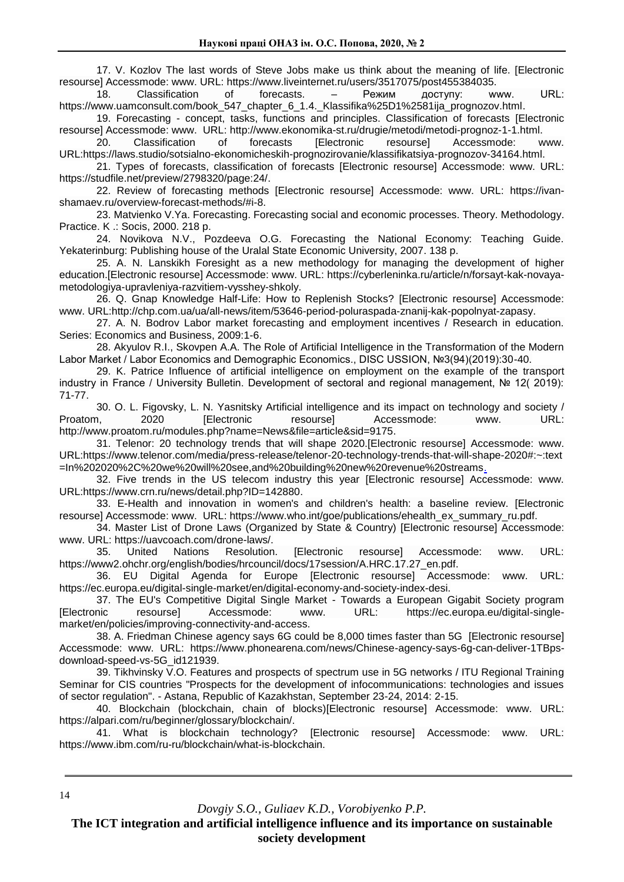17. V. Kozlov The last words of Steve Jobs make us think about the meaning of life. [Electronic resourse] Accessmode: www. URL: https://www.liveinternet.ru/users/3517075/post455384035.

18. Classification of forecasts. – Режим доступу: www. URL: https://www.uamconsult.com/book_547_chapter_6_1.4._Klassifika%25D1%2581ija_prognozov.html.

19. Forecasting - concept, tasks, functions and principles. Classification of forecasts [Electronic resourse] Accessmode: www. URL: http://www.ekonomika-st.ru/drugie/metodi/metodi-prognoz-1-1.html.

20. Classification of forecasts [Electronic resourse] Accessmode: www. URL:https://laws.studio/sotsialno-ekonomicheskih-prognozirovanie/klassifikatsiya-prognozov-34164.html.

21. Types of forecasts, classification of forecasts [Electronic resourse] Accessmode: www. URL: https://studfile.net/preview/2798320/page:24/.

22. Review of forecasting methods [Electronic resourse] Accessmode: www. URL: https://ivan-shamaev.ru/overview-forecast-methods/#i-8.

23. Matvienko V.Ya. Forecasting. Forecasting social and economic processes. Theory. Methodology. Practice. K .: Socis, 2000. 218 p.

24. Novikova N.V., Pozdeeva O.G. Forecasting the National Economy: Teaching Guide. Yekaterinburg: Publishing house of the Uralal State Economic University, 2007. 138 p.

25. A. N. Lanskikh Foresight as a new methodology for managing the development of higher education.[Electronic resourse] Accessmode: www. URL: https://cyberleninka.ru/article/n/forsayt-kak-novaya-metodologiya-upravleniya-razvitiem-vysshey-shkoly.

26. Q. Gnap Knowledge Half-Life: How to Replenish Stocks? [Electronic resourse] Accessmode: www. URL:http://chp.com.ua/ua/all-news/item/53646-period-poluraspada-znanij-kak-popolnyat-zapasy.

27. A. N. Bodrov Labor market forecasting and employment incentives / Research in education. Series: Economics and Business, 2009:1-6.

28. Akyulov R.I., Skovpen A.A. The Role of Artificial Intelligence in the Transformation of the Modern Labor Market / Labor Economics and Demographic Economics., DISC USSION, №3(94)(2019):30-40.

29. K. Patrice Influence of artificial intelligence on employment on the example of the transport industry in France / University Bulletin. Development of sectoral and regional management, № 12( 2019): 71-77.

30. O. L. Figovsky, L. N. Yasnitsky Artificial intelligence and its impact on technology and society / Proatom, 2020 [Electronic resourse] Accessmode: www. URL: http://www.proatom.ru/modules.php?name=News&file=article&sid=9175.

31. Telenor: 20 technology trends that will shape 2020.[Electronic resourse] Accessmode: www. URL:https://www.telenor.com/media/press-release/telenor-20-technology-trends-that-will-shape-2020#:~:text=In%202020%2C%20we%20will%20see,and%20building%20new%20revenue%20streams.

32. Five trends in the US telecom industry this year [Electronic resourse] Accessmode: www. URL:https://www.crn.ru/news/detail.php?ID=142880.

33. E-Health and innovation in women's and children's health: a baseline review. [Electronic resourse] Accessmode: www. URL: https://www.who.int/goe/publications/ehealth_ex_summary_ru.pdf.

34. Master List of Drone Laws (Organized by State & Country) [Electronic resourse] Accessmode: www. URL: https://uavcoach.com/drone-laws/.

35. United Nations Resolution. [Electronic resourse] Accessmode: www. URL: https://www2.ohchr.org/english/bodies/hrcouncil/docs/17session/A.HRC.17.27_en.pdf.

36. EU Digital Agenda for Europe [Electronic resourse] Accessmode: www. URL: https://ec.europa.eu/digital-single-market/en/digital-economy-and-society-index-desi.

37. The EU's Competitive Digital Single Market - Towards a European Gigabit Society program [Electronic resourse] Accessmode: www. URL: https://ec.europa.eu/digital-single-market/en/policies/improving-connectivity-and-access.

38. A. Friedman Chinese agency says 6G could be 8,000 times faster than 5G [Electronic resourse] Accessmode: www. URL: https://www.phonearena.com/news/Chinese-agency-says-6g-can-deliver-1TBps-download-speed-vs-5G_id121939.

39. Tikhvinsky V.O. Features and prospects of spectrum use in 5G networks / ITU Regional Training Seminar for CIS countries "Prospects for the development of infocommunications: technologies and issues of sector regulation". - Astana, Republic of Kazakhstan, September 23-24, 2014: 2-15.

40. Blockchain (blockchain, chain of blocks)[Electronic resourse] Accessmode: www. URL: https://alpari.com/ru/beginner/glossary/blockchain/.

41. What is blockchain technology? [Electronic resourse] Accessmode: www. URL: https://www.ibm.com/ru-ru/blockchain/what-is-blockchain.

*Dovgiy S.O., Guliaev K.D., Vorobiyenko P.P.*

**The ICT integration and artificial intelligence influence and its importance on sustainable society development**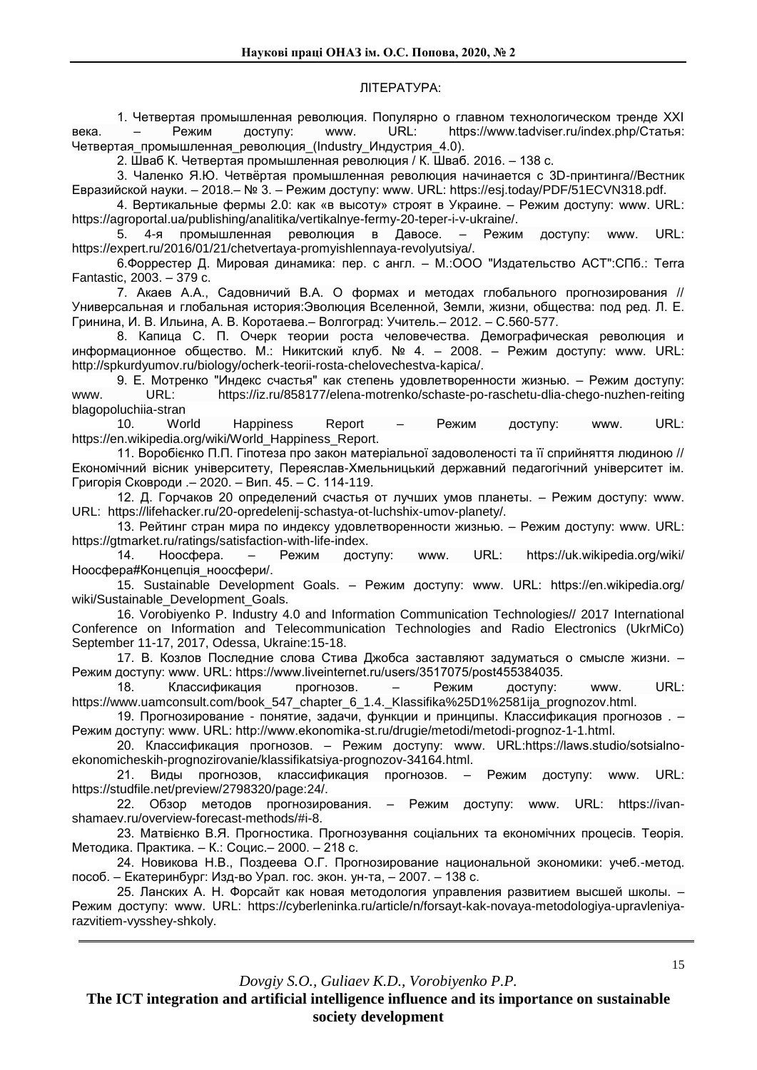## ЛІТЕРАТУРА:

1. Четвертая промышленная революция. Популярно о главном технологическом тренде XXI века. – Режим доступу: www. URL: https://www.tadviser.ru/index.php/Статья: Четвертая_промышленная_революция_(Industry_Индустрия_4.0).
2. Шваб К. Четвертая промышленная революция / К. Шваб. 2016. – 138 с.
3. Чаленко Я.Ю. Четвёртая промышленная революция начинается с 3D-принтинга//Вестник Евразийской науки. – 2018.– № 3. – Режим доступу: www. URL: https://esj.today/PDF/51ECVN318.pdf.
4. Вертикальные фермы 2.0: как «в высоту» строят в Украине. – Режим доступу: www. URL: https://agroportal.ua/publishing/analitika/vertikalnye-fermy-20-teper-i-v-ukraine/.
5. 4-я промышленная революция в Давосе. – Режим доступу: www. URL: https://expert.ru/2016/01/21/chetvertaya-promyishlennaya-revolyutsiya/.
6. Форрестер Д. Мировая динамика: пер. с англ. – М.:ООО "Издательство АСТ":СПб.: Terra Fantastic, 2003. – 379 с.
7. Акаев А.А., Садовничий В.А. О формах и методах глобального прогнозирования // Универсальная и глобальная история:Эволюция Вселенной, Земли, жизни, общества: под ред. Л. Е. Гринина, И. В. Ильина, А. В. Коротаева.– Волгоград: Учитель.– 2012. – С.560-577.
8. Капица С. П. Очерк теории роста человечества. Демографическая революция и информационное общество. М.: Никитский клуб. № 4. – 2008. – Режим доступу: www. URL: http://spkurdyumov.ru/biology/ocherk-teorii-rosta-chelovechestva-kapica/.
9. Е. Мотренко "Индекс счастья" как степень удовлетворенности жизнью. – Режим доступу: www. URL: https://iz.ru/858177/elena-motrenko/schaste-po-raschetu-dlia-chego-nuzhen-reiting blagopoluchiia-stran
10. World Happiness Report – Режим доступу: www. URL: https://en.wikipedia.org/wiki/World_Happiness_Report.
11. Воробієнко П.П. Гіпотеза про закон матеріальної задоволеності та її сприйняття людиною // Економічний вісник університету, Переяслав-Хмельницький державний педагогічний університет ім. Григорія Сковроди .– 2020. – Вип. 45. – С. 114-119.
12. Д. Горчаков 20 определений счастья от лучших умов планеты. – Режим доступу: www. URL: https://lifehacker.ru/20-opredelenij-schastya-ot-luchshix-umov-planety/.
13. Рейтинг стран мира по индексу удовлетворенности жизнью. – Режим доступу: www. URL: https://gtmarket.ru/ratings/satisfaction-with-life-index.
14. Ноосфера. – Режим доступу: www. URL: https://uk.wikipedia.org/wiki/ Ноосфера#Концепція_ноосфери/.
15. Sustainable Development Goals. – Режим доступу: www. URL: https://en.wikipedia.org/ wiki/Sustainable_Development_Goals.
16. Vorobiyenko P. Industry 4.0 and Information Communication Technologies// 2017 International Conference on Information and Telecommunication Technologies and Radio Electronics (UkrMiCo) September 11-17, 2017, Odessa, Ukraine:15-18.
17. В. Козлов Последние слова Стива Джобса заставляют задуматься о смысле жизни. – Режим доступу: www. URL: https://www.liveinternet.ru/users/3517075/post455384035.
18. Классификация прогнозов. – Режим доступу: www. URL: https://www.uamconsult.com/book_547_chapter_6_1.4._Klassifika%25D1%2581ija_prognozov.html.
19. Прогнозирование - понятие, задачи, функции и принципы. Классификация прогнозов . – Режим доступу: www. URL: http://www.ekonomika-st.ru/drugie/metodi/metodi-prognoz-1-1.html.
20. Классификация прогнозов. – Режим доступу: www. URL:https://laws.studio/sotsialno-ekonomicheskih-prognozirovanie/klassifikatsiya-prognozov-34164.html.
21. Виды прогнозов, классификация прогнозов. – Режим доступу: www. URL: https://studfile.net/preview/2798320/page:24/.
22. Обзор методов прогнозирования. – Режим доступу: www. URL: https://ivan-shamaev.ru/overview-forecast-methods/#i-8.
23. Матвієнко В.Я. Прогностика. Прогнозування соціальних та економічних процесів. Теорія. Методика. Практика. – К.: Социс.– 2000. – 218 с.
24. Новикова Н.В., Поздеева О.Г. Прогнозирование национальной экономики: учеб.-метод. пособ. – Екатеринбург: Изд-во Урал. гос. экон. ун-та, – 2007. – 138 с.
25. Ланских А. Н. Форсайт как новая методология управления развитием высшей школы. – Режим доступу: www. URL: https://cyberleninka.ru/article/n/forsayt-kak-novaya-metodologiya-upravleniya-razvitiem-vysshey-shkoly.

*Dovgiy S.O., Guliaev K.D., Vorobiyenko P.P.*

**The ICT integration and artificial intelligence influence and its importance on sustainable society development**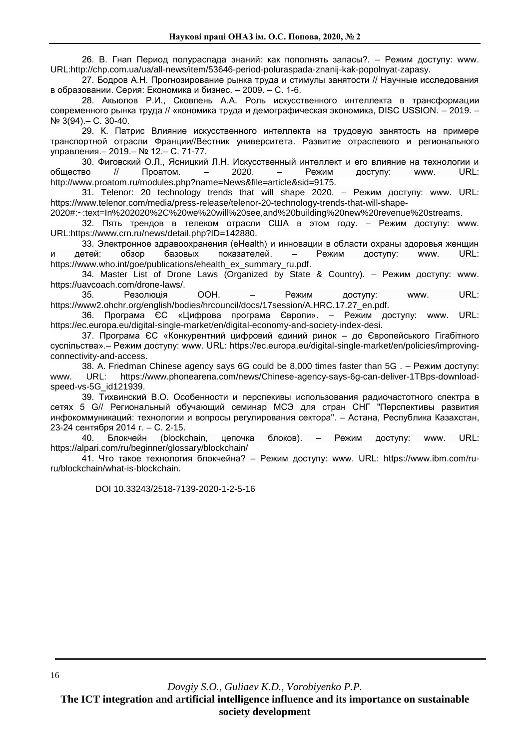26. В. Гнап Период полураспада знаний: как пополнять запасы?. – Режим доступу: www. URL:http://chp.com.ua/ua/all-news/item/53646-period-poluraspada-znanij-kak-popolnyat-zapasy.

27. Бодров А.Н. Прогнозирование рынка труда и стимулы занятости // Научные исследования в образовании. Серия: Економика и бизнес. – 2009. – С. 1-6.

28. Акьюлов Р.И., Сковпень А.А. Роль искусственного интеллекта в трансформации современного рынка труда // «кономика труда и демографическая экономика, DISC USSION. – 2019. – № 3(94).– С. 30-40.

29. К. Патрис Влияние искусственного интеллекта на трудовую занятость на примере транспортной отрасли Франции//Вестник университета. Развитие отраслевого и регионального управления.– 2019.– № 12.– С. 71-77.

30. Фиговский О.Л., Ясницкий Л.Н. Искусственный интеллект и его влияние на технологии и общество // Проатом. – 2020. – Режим доступу: www. URL: http://www.proatom.ru/modules.php?name=News&file=article&sid=9175.

31. Telenor: 20 technology trends that will shape 2020. – Режим доступу: www. URL: https://www.telenor.com/media/press-release/telenor-20-technology-trends-that-will-shape-2020#:~:text=In%202020%2C%20we%20will%20see,and%20building%20new%20revenue%20streams.

32. Пять трендов в телеком отрасли США в этом году. – Режим доступу: www. URL:https://www.crn.ru/news/detail.php?ID=142880.

33. Электронное здравоохранения (eHealth) и инновации в области охраны здоровья женщин и детей: обзор базовых показателей. – Режим доступу: www. URL: https://www.who.int/goe/publications/ehealth_ex_summary_ru.pdf.

34. Master List of Drone Laws (Organized by State & Country). – Режим доступу: www. https://uavcoach.com/drone-laws/.

35. Резолюція ООН. – Режим доступу: www. URL: https://www2.ohchr.org/english/bodies/hrcouncil/docs/17session/A.HRC.17.27_en.pdf.

36. Програма ЄС «Цифрова програма Європи». – Режим доступу: www. URL: https://ec.europa.eu/digital-single-market/en/digital-economy-and-society-index-desi.

37. Програма ЄС «Конкурентний цифровий єдиний ринок – до Європейського Гігабітного суспільства».– Режим доступу: www. URL: https://ec.europa.eu/digital-single-market/en/policies/improving-connectivity-and-access.

38. A. Friedman Chinese agency says 6G could be 8,000 times faster than 5G . – Режим доступу: www. URL: https://www.phonearena.com/news/Chinese-agency-says-6g-can-deliver-1TBps-download-speed-vs-5G_id121939.

39. Тихвинский В.О. Особенности и перспекивы использования радиочастотного спектра в сетях 5 G// Региональный обучающий семинар МСЭ для стран СНГ "Перспективы развития инфокоммуникаций: технологии и вопросы регулирования сектора". – Астана, Республика Казахстан, 23-24 сентября 2014 г. – С. 2-15.

40. Блокчейн (blockchain, цепочка блоков). – Режим доступу: www. URL: https://alpari.com/ru/beginner/glossary/blockchain/

41. Что такое технология блокчейна? – Режим доступу: www. URL: https://www.ibm.com/ru-ru/blockchain/what-is-blockchain.

DOI 10.33243/2518-7139-2020-1-2-5-16

*Dovgiy S.O., Guliaev K.D., Vorobiyenko P.P.*

**The ICT integration and artificial intelligence influence and its importance on sustainable society development**